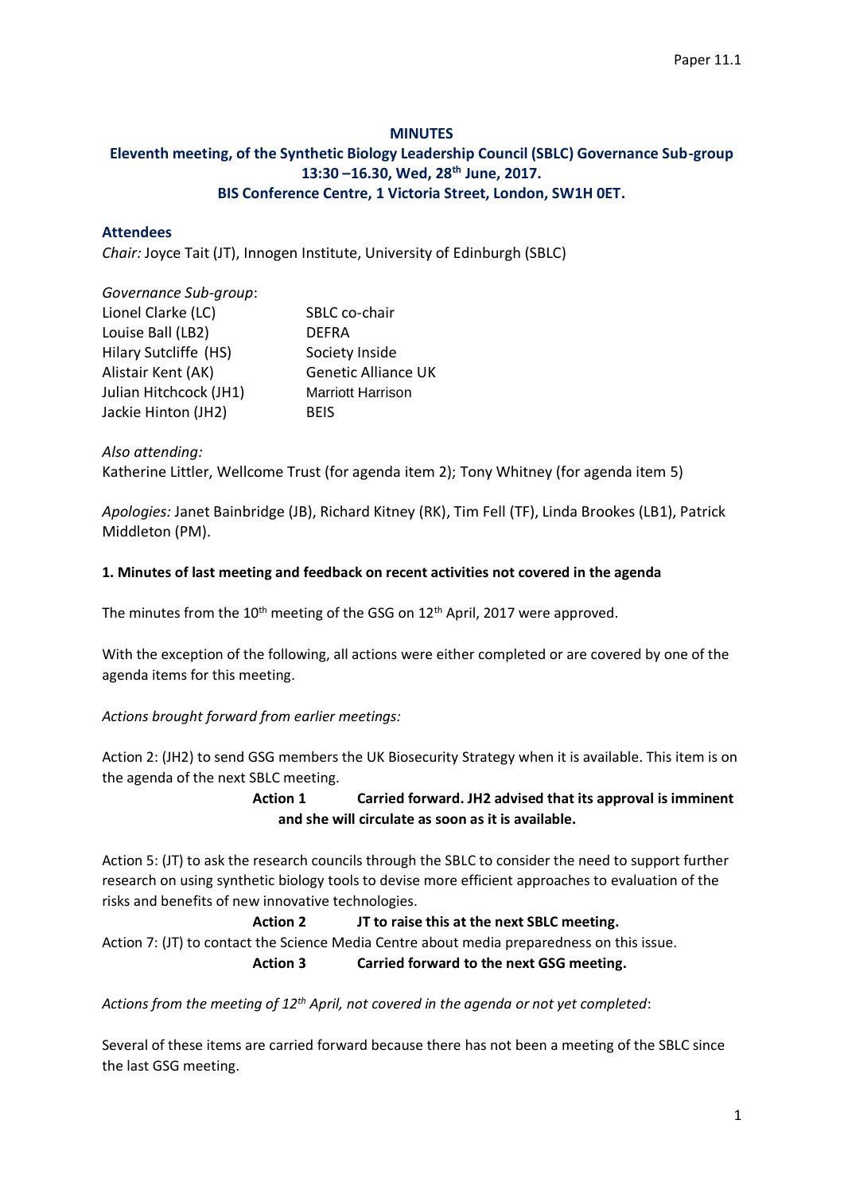Paper 11.1

**MINUTES**

**Eleventh meeting, of the Synthetic Biology Leadership Council (SBLC) Governance Sub-group**
**13:30 –16.30, Wed, 28th June, 2017.**
**BIS Conference Centre, 1 Victoria Street, London, SW1H 0ET.**

## Attendees

*Chair:* Joyce Tait (JT), Innogen Institute, University of Edinburgh (SBLC)

*Governance Sub-group*:

| | |
|---|---|
| Lionel Clarke (LC) | SBLC co-chair |
| Louise Ball (LB2) | DEFRA |
| Hilary Sutcliffe (HS) | Society Inside |
| Alistair Kent (AK) | Genetic Alliance UK |
| Julian Hitchcock (JH1) | Marriott Harrison |
| Jackie Hinton (JH2) | BEIS |

*Also attending:*
Katherine Littler, Wellcome Trust (for agenda item 2); Tony Whitney (for agenda item 5)

*Apologies:* Janet Bainbridge (JB), Richard Kitney (RK), Tim Fell (TF), Linda Brookes (LB1), Patrick Middleton (PM).

**1. Minutes of last meeting and feedback on recent activities not covered in the agenda**

The minutes from the 10th meeting of the GSG on 12th April, 2017 were approved.

With the exception of the following, all actions were either completed or are covered by one of the agenda items for this meeting.

*Actions brought forward from earlier meetings:*

Action 2: (JH2) to send GSG members the UK Biosecurity Strategy when it is available. This item is on the agenda of the next SBLC meeting.

**Action 1 Carried forward. JH2 advised that its approval is imminent and she will circulate as soon as it is available.**

Action 5: (JT) to ask the research councils through the SBLC to consider the need to support further research on using synthetic biology tools to devise more efficient approaches to evaluation of the risks and benefits of new innovative technologies.

**Action 2 JT to raise this at the next SBLC meeting.**

Action 7: (JT) to contact the Science Media Centre about media preparedness on this issue.

**Action 3 Carried forward to the next GSG meeting.**

*Actions from the meeting of 12th April, not covered in the agenda or not yet completed*:

Several of these items are carried forward because there has not been a meeting of the SBLC since the last GSG meeting.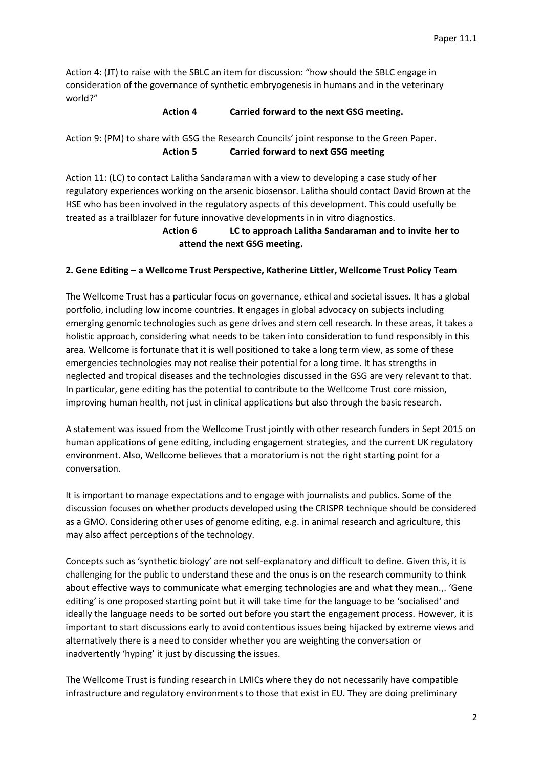Action 4: (JT) to raise with the SBLC an item for discussion: "how should the SBLC engage in consideration of the governance of synthetic embryogenesis in humans and in the veterinary world?"

**Action 4 Carried forward to the next GSG meeting.**

Action 9: (PM) to share with GSG the Research Councils' joint response to the Green Paper.

**Action 5 Carried forward to next GSG meeting**

Action 11: (LC) to contact Lalitha Sandaraman with a view to developing a case study of her regulatory experiences working on the arsenic biosensor. Lalitha should contact David Brown at the HSE who has been involved in the regulatory aspects of this development. This could usefully be treated as a trailblazer for future innovative developments in in vitro diagnostics.

**Action 6 LC to approach Lalitha Sandaraman and to invite her to attend the next GSG meeting.**

**2. Gene Editing – a Wellcome Trust Perspective, Katherine Littler, Wellcome Trust Policy Team**

The Wellcome Trust has a particular focus on governance, ethical and societal issues. It has a global portfolio, including low income countries. It engages in global advocacy on subjects including emerging genomic technologies such as gene drives and stem cell research. In these areas, it takes a holistic approach, considering what needs to be taken into consideration to fund responsibly in this area. Wellcome is fortunate that it is well positioned to take a long term view, as some of these emergencies technologies may not realise their potential for a long time. It has strengths in neglected and tropical diseases and the technologies discussed in the GSG are very relevant to that. In particular, gene editing has the potential to contribute to the Wellcome Trust core mission, improving human health, not just in clinical applications but also through the basic research.

A statement was issued from the Wellcome Trust jointly with other research funders in Sept 2015 on human applications of gene editing, including engagement strategies, and the current UK regulatory environment. Also, Wellcome believes that a moratorium is not the right starting point for a conversation.

It is important to manage expectations and to engage with journalists and publics. Some of the discussion focuses on whether products developed using the CRISPR technique should be considered as a GMO. Considering other uses of genome editing, e.g. in animal research and agriculture, this may also affect perceptions of the technology.

Concepts such as 'synthetic biology' are not self-explanatory and difficult to define. Given this, it is challenging for the public to understand these and the onus is on the research community to think about effective ways to communicate what emerging technologies are and what they mean.,. 'Gene editing' is one proposed starting point but it will take time for the language to be 'socialised' and ideally the language needs to be sorted out before you start the engagement process. However, it is important to start discussions early to avoid contentious issues being hijacked by extreme views and alternatively there is a need to consider whether you are weighting the conversation or inadvertently 'hyping' it just by discussing the issues.

The Wellcome Trust is funding research in LMICs where they do not necessarily have compatible infrastructure and regulatory environments to those that exist in EU. They are doing preliminary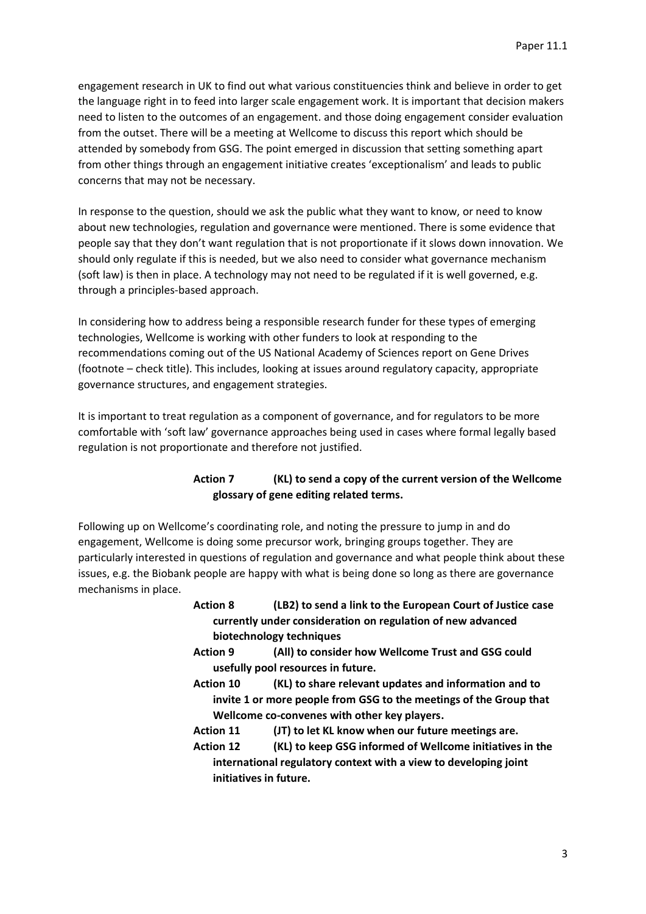engagement research in UK to find out what various constituencies think and believe in order to get the language right in to feed into larger scale engagement work. It is important that decision makers need to listen to the outcomes of an engagement. and those doing engagement consider evaluation from the outset. There will be a meeting at Wellcome to discuss this report which should be attended by somebody from GSG. The point emerged in discussion that setting something apart from other things through an engagement initiative creates 'exceptionalism' and leads to public concerns that may not be necessary.

In response to the question, should we ask the public what they want to know, or need to know about new technologies, regulation and governance were mentioned. There is some evidence that people say that they don't want regulation that is not proportionate if it slows down innovation. We should only regulate if this is needed, but we also need to consider what governance mechanism (soft law) is then in place. A technology may not need to be regulated if it is well governed, e.g. through a principles-based approach.

In considering how to address being a responsible research funder for these types of emerging technologies, Wellcome is working with other funders to look at responding to the recommendations coming out of the US National Academy of Sciences report on Gene Drives (footnote – check title). This includes, looking at issues around regulatory capacity, appropriate governance structures, and engagement strategies.

It is important to treat regulation as a component of governance, and for regulators to be more comfortable with 'soft law' governance approaches being used in cases where formal legally based regulation is not proportionate and therefore not justified.

**Action 7 (KL) to send a copy of the current version of the Wellcome glossary of gene editing related terms.**

Following up on Wellcome's coordinating role, and noting the pressure to jump in and do engagement, Wellcome is doing some precursor work, bringing groups together. They are particularly interested in questions of regulation and governance and what people think about these issues, e.g. the Biobank people are happy with what is being done so long as there are governance mechanisms in place.

**Action 8 (LB2) to send a link to the European Court of Justice case currently under consideration on regulation of new advanced biotechnology techniques**

**Action 9 (All) to consider how Wellcome Trust and GSG could usefully pool resources in future.**

**Action 10 (KL) to share relevant updates and information and to invite 1 or more people from GSG to the meetings of the Group that Wellcome co-convenes with other key players.**

**Action 11 (JT) to let KL know when our future meetings are.**

**Action 12 (KL) to keep GSG informed of Wellcome initiatives in the international regulatory context with a view to developing joint initiatives in future.**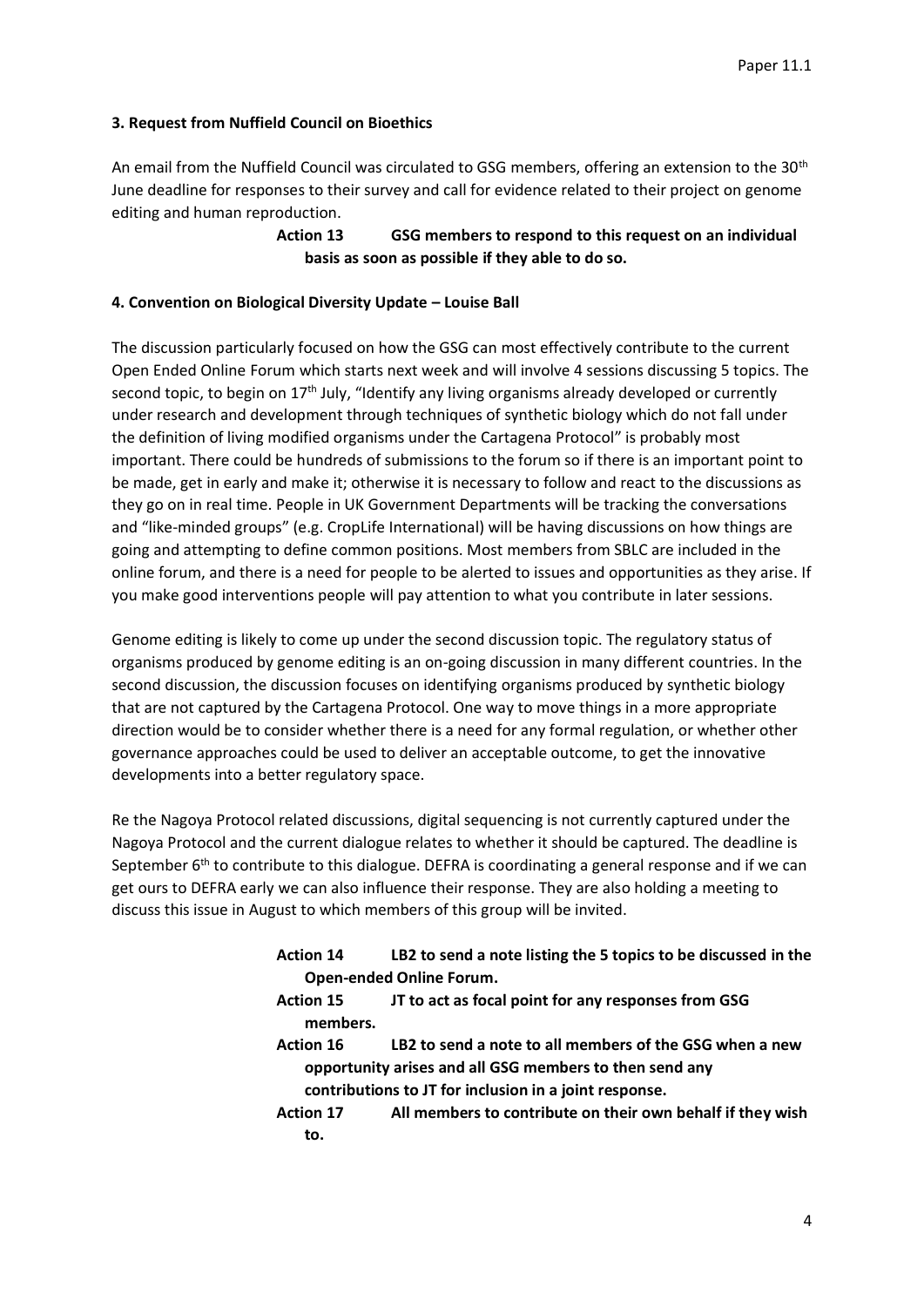### 3. Request from Nuffield Council on Bioethics

An email from the Nuffield Council was circulated to GSG members, offering an extension to the 30[th] June deadline for responses to their survey and call for evidence related to their project on genome editing and human reproduction.

**Action 13 GSG members to respond to this request on an individual basis as soon as possible if they able to do so.**

### 4. Convention on Biological Diversity Update – Louise Ball

The discussion particularly focused on how the GSG can most effectively contribute to the current Open Ended Online Forum which starts next week and will involve 4 sessions discussing 5 topics. The second topic, to begin on 17[th] July, "Identify any living organisms already developed or currently under research and development through techniques of synthetic biology which do not fall under the definition of living modified organisms under the Cartagena Protocol" is probably most important. There could be hundreds of submissions to the forum so if there is an important point to be made, get in early and make it; otherwise it is necessary to follow and react to the discussions as they go on in real time. People in UK Government Departments will be tracking the conversations and "like-minded groups" (e.g. CropLife International) will be having discussions on how things are going and attempting to define common positions. Most members from SBLC are included in the online forum, and there is a need for people to be alerted to issues and opportunities as they arise. If you make good interventions people will pay attention to what you contribute in later sessions.

Genome editing is likely to come up under the second discussion topic. The regulatory status of organisms produced by genome editing is an on-going discussion in many different countries. In the second discussion, the discussion focuses on identifying organisms produced by synthetic biology that are not captured by the Cartagena Protocol. One way to move things in a more appropriate direction would be to consider whether there is a need for any formal regulation, or whether other governance approaches could be used to deliver an acceptable outcome, to get the innovative developments into a better regulatory space.

Re the Nagoya Protocol related discussions, digital sequencing is not currently captured under the Nagoya Protocol and the current dialogue relates to whether it should be captured. The deadline is September 6[th] to contribute to this dialogue. DEFRA is coordinating a general response and if we can get ours to DEFRA early we can also influence their response. They are also holding a meeting to discuss this issue in August to which members of this group will be invited.

**Action 14 LB2 to send a note listing the 5 topics to be discussed in the Open-ended Online Forum.**

**Action 15 JT to act as focal point for any responses from GSG members.**

**Action 16 LB2 to send a note to all members of the GSG when a new opportunity arises and all GSG members to then send any contributions to JT for inclusion in a joint response.**

**Action 17 All members to contribute on their own behalf if they wish to.**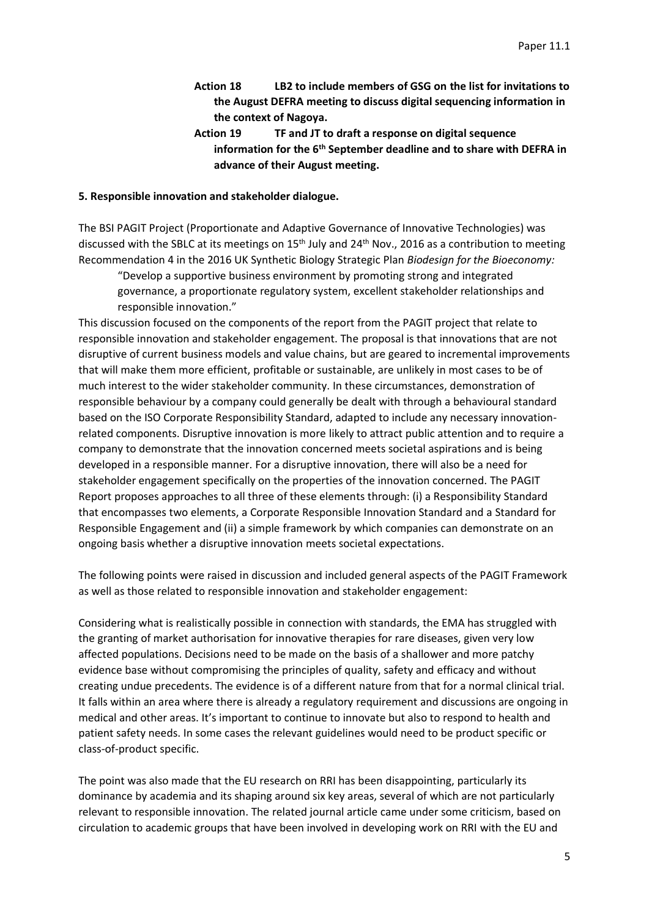**Action 18 LB2 to include members of GSG on the list for invitations to the August DEFRA meeting to discuss digital sequencing information in the context of Nagoya.**

**Action 19 TF and JT to draft a response on digital sequence information for the 6th September deadline and to share with DEFRA in advance of their August meeting.**

**5. Responsible innovation and stakeholder dialogue.**

The BSI PAGIT Project (Proportionate and Adaptive Governance of Innovative Technologies) was discussed with the SBLC at its meetings on 15th July and 24th Nov., 2016 as a contribution to meeting Recommendation 4 in the 2016 UK Synthetic Biology Strategic Plan *Biodesign for the Bioeconomy:*

> "Develop a supportive business environment by promoting strong and integrated governance, a proportionate regulatory system, excellent stakeholder relationships and responsible innovation."

This discussion focused on the components of the report from the PAGIT project that relate to responsible innovation and stakeholder engagement. The proposal is that innovations that are not disruptive of current business models and value chains, but are geared to incremental improvements that will make them more efficient, profitable or sustainable, are unlikely in most cases to be of much interest to the wider stakeholder community. In these circumstances, demonstration of responsible behaviour by a company could generally be dealt with through a behavioural standard based on the ISO Corporate Responsibility Standard, adapted to include any necessary innovation-related components. Disruptive innovation is more likely to attract public attention and to require a company to demonstrate that the innovation concerned meets societal aspirations and is being developed in a responsible manner. For a disruptive innovation, there will also be a need for stakeholder engagement specifically on the properties of the innovation concerned. The PAGIT Report proposes approaches to all three of these elements through: (i) a Responsibility Standard that encompasses two elements, a Corporate Responsible Innovation Standard and a Standard for Responsible Engagement and (ii) a simple framework by which companies can demonstrate on an ongoing basis whether a disruptive innovation meets societal expectations.

The following points were raised in discussion and included general aspects of the PAGIT Framework as well as those related to responsible innovation and stakeholder engagement:

Considering what is realistically possible in connection with standards, the EMA has struggled with the granting of market authorisation for innovative therapies for rare diseases, given very low affected populations. Decisions need to be made on the basis of a shallower and more patchy evidence base without compromising the principles of quality, safety and efficacy and without creating undue precedents. The evidence is of a different nature from that for a normal clinical trial. It falls within an area where there is already a regulatory requirement and discussions are ongoing in medical and other areas. It's important to continue to innovate but also to respond to health and patient safety needs. In some cases the relevant guidelines would need to be product specific or class-of-product specific.

The point was also made that the EU research on RRI has been disappointing, particularly its dominance by academia and its shaping around six key areas, several of which are not particularly relevant to responsible innovation. The related journal article came under some criticism, based on circulation to academic groups that have been involved in developing work on RRI with the EU and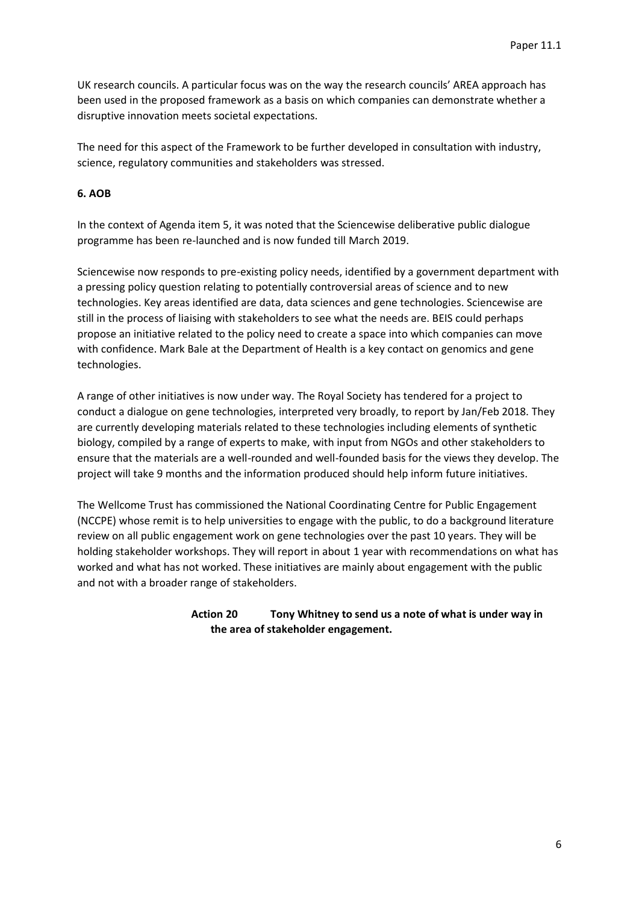UK research councils. A particular focus was on the way the research councils' AREA approach has been used in the proposed framework as a basis on which companies can demonstrate whether a disruptive innovation meets societal expectations.

The need for this aspect of the Framework to be further developed in consultation with industry, science, regulatory communities and stakeholders was stressed.

**6. AOB**

In the context of Agenda item 5, it was noted that the Sciencewise deliberative public dialogue programme has been re-launched and is now funded till March 2019.

Sciencewise now responds to pre-existing policy needs, identified by a government department with a pressing policy question relating to potentially controversial areas of science and to new technologies. Key areas identified are data, data sciences and gene technologies. Sciencewise are still in the process of liaising with stakeholders to see what the needs are. BEIS could perhaps propose an initiative related to the policy need to create a space into which companies can move with confidence. Mark Bale at the Department of Health is a key contact on genomics and gene technologies.

A range of other initiatives is now under way. The Royal Society has tendered for a project to conduct a dialogue on gene technologies, interpreted very broadly, to report by Jan/Feb 2018. They are currently developing materials related to these technologies including elements of synthetic biology, compiled by a range of experts to make, with input from NGOs and other stakeholders to ensure that the materials are a well-rounded and well-founded basis for the views they develop. The project will take 9 months and the information produced should help inform future initiatives.

The Wellcome Trust has commissioned the National Coordinating Centre for Public Engagement (NCCPE) whose remit is to help universities to engage with the public, to do a background literature review on all public engagement work on gene technologies over the past 10 years. They will be holding stakeholder workshops. They will report in about 1 year with recommendations on what has worked and what has not worked. These initiatives are mainly about engagement with the public and not with a broader range of stakeholders.

**Action 20 Tony Whitney to send us a note of what is under way in the area of stakeholder engagement.**